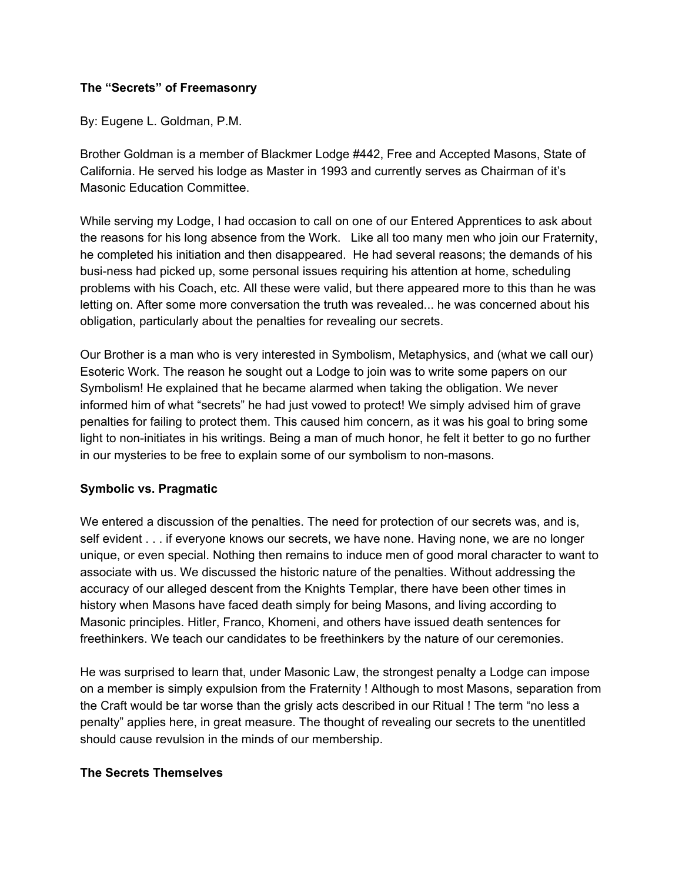**The "Secrets" of Freemasonry**

By: Eugene L. Goldman, P.M.

Brother Goldman is a member of Blackmer Lodge #442, Free and Accepted Masons, State of California. He served his lodge as Master in 1993 and currently serves as Chairman of it's Masonic Education Committee.

While serving my Lodge, I had occasion to call on one of our Entered Apprentices to ask about the reasons for his long absence from the Work. Like all too many men who join our Fraternity, he completed his initiation and then disappeared. He had several reasons; the demands of his busi-ness had picked up, some personal issues requiring his attention at home, scheduling problems with his Coach, etc. All these were valid, but there appeared more to this than he was letting on. After some more conversation the truth was revealed... he was concerned about his obligation, particularly about the penalties for revealing our secrets.

Our Brother is a man who is very interested in Symbolism, Metaphysics, and (what we call our) Esoteric Work. The reason he sought out a Lodge to join was to write some papers on our Symbolism! He explained that he became alarmed when taking the obligation. We never informed him of what "secrets" he had just vowed to protect! We simply advised him of grave penalties for failing to protect them. This caused him concern, as it was his goal to bring some light to non-initiates in his writings. Being a man of much honor, he felt it better to go no further in our mysteries to be free to explain some of our symbolism to non-masons.

**Symbolic vs. Pragmatic**

We entered a discussion of the penalties. The need for protection of our secrets was, and is, self evident . . . if everyone knows our secrets, we have none. Having none, we are no longer unique, or even special. Nothing then remains to induce men of good moral character to want to associate with us. We discussed the historic nature of the penalties. Without addressing the accuracy of our alleged descent from the Knights Templar, there have been other times in history when Masons have faced death simply for being Masons, and living according to Masonic principles. Hitler, Franco, Khomeni, and others have issued death sentences for freethinkers. We teach our candidates to be freethinkers by the nature of our ceremonies.

He was surprised to learn that, under Masonic Law, the strongest penalty a Lodge can impose on a member is simply expulsion from the Fraternity ! Although to most Masons, separation from the Craft would be tar worse than the grisly acts described in our Ritual ! The term "no less a penalty" applies here, in great measure. The thought of revealing our secrets to the unentitled should cause revulsion in the minds of our membership.

**The Secrets Themselves**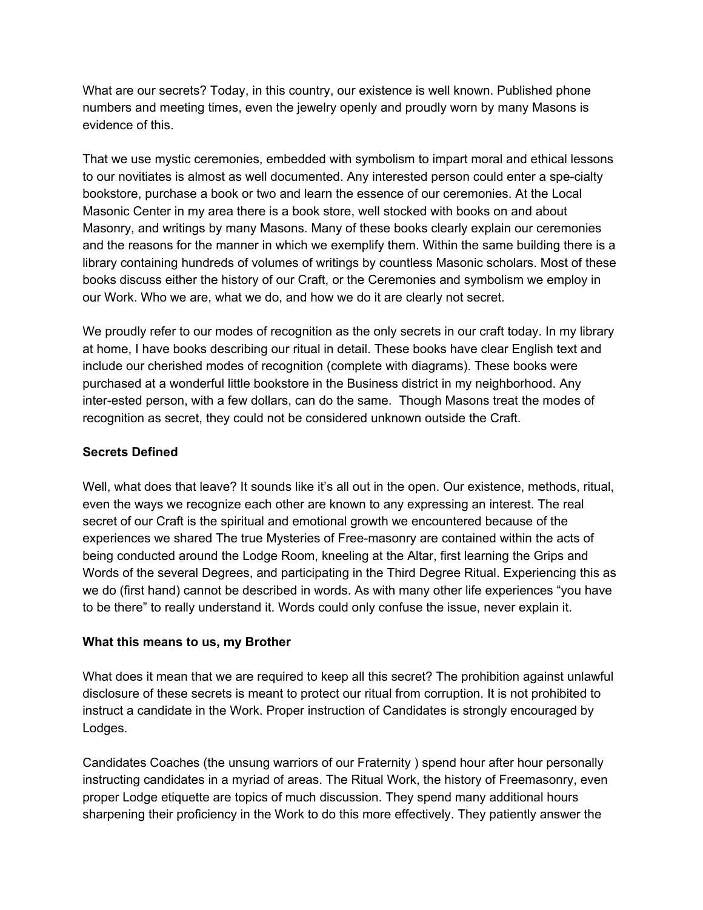What are our secrets? Today, in this country, our existence is well known. Published phone numbers and meeting times, even the jewelry openly and proudly worn by many Masons is evidence of this.

That we use mystic ceremonies, embedded with symbolism to impart moral and ethical lessons to our novitiates is almost as well documented. Any interested person could enter a spe-cialty bookstore, purchase a book or two and learn the essence of our ceremonies. At the Local Masonic Center in my area there is a book store, well stocked with books on and about Masonry, and writings by many Masons. Many of these books clearly explain our ceremonies and the reasons for the manner in which we exemplify them. Within the same building there is a library containing hundreds of volumes of writings by countless Masonic scholars. Most of these books discuss either the history of our Craft, or the Ceremonies and symbolism we employ in our Work. Who we are, what we do, and how we do it are clearly not secret.

We proudly refer to our modes of recognition as the only secrets in our craft today. In my library at home, I have books describing our ritual in detail. These books have clear English text and include our cherished modes of recognition (complete with diagrams). These books were purchased at a wonderful little bookstore in the Business district in my neighborhood. Any inter-ested person, with a few dollars, can do the same. Though Masons treat the modes of recognition as secret, they could not be considered unknown outside the Craft.

**Secrets Defined**

Well, what does that leave? It sounds like it's all out in the open. Our existence, methods, ritual, even the ways we recognize each other are known to any expressing an interest. The real secret of our Craft is the spiritual and emotional growth we encountered because of the experiences we shared The true Mysteries of Free-masonry are contained within the acts of being conducted around the Lodge Room, kneeling at the Altar, first learning the Grips and Words of the several Degrees, and participating in the Third Degree Ritual. Experiencing this as we do (first hand) cannot be described in words. As with many other life experiences "you have to be there" to really understand it. Words could only confuse the issue, never explain it.

**What this means to us, my Brother**

What does it mean that we are required to keep all this secret? The prohibition against unlawful disclosure of these secrets is meant to protect our ritual from corruption. It is not prohibited to instruct a candidate in the Work. Proper instruction of Candidates is strongly encouraged by Lodges.

Candidates Coaches (the unsung warriors of our Fraternity ) spend hour after hour personally instructing candidates in a myriad of areas. The Ritual Work, the history of Freemasonry, even proper Lodge etiquette are topics of much discussion. They spend many additional hours sharpening their proficiency in the Work to do this more effectively. They patiently answer the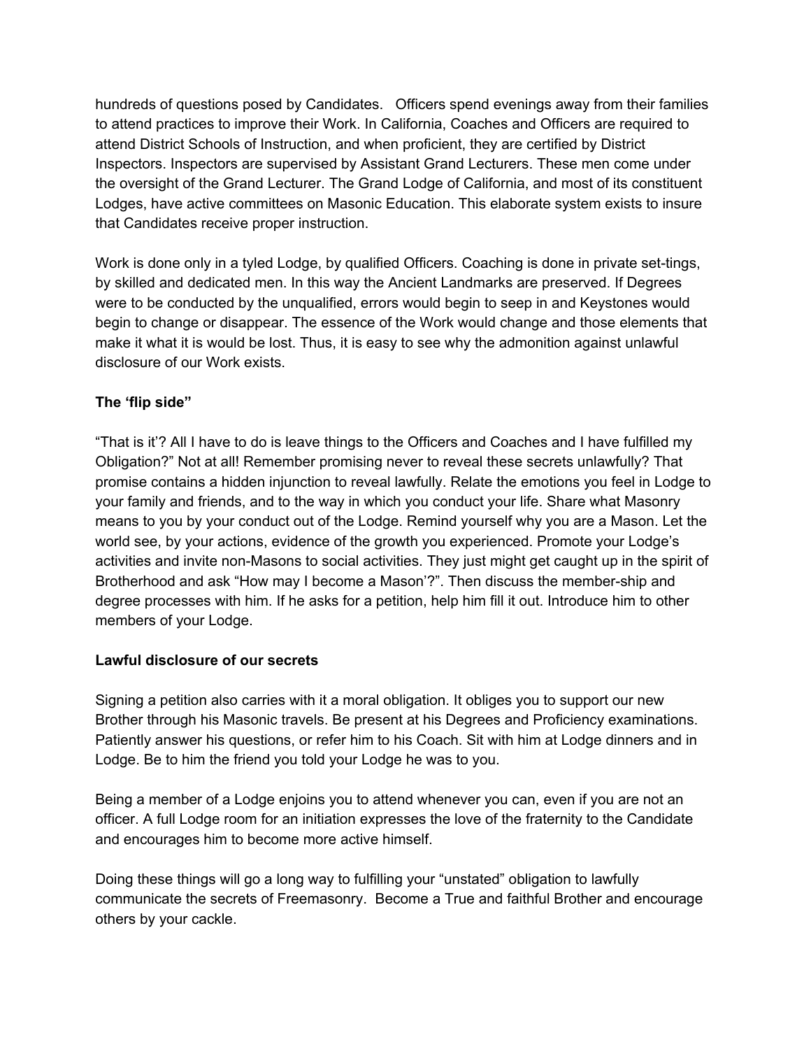hundreds of questions posed by Candidates.   Officers spend evenings away from their families to attend practices to improve their Work. In California, Coaches and Officers are required to attend District Schools of Instruction, and when proficient, they are certified by District Inspectors. Inspectors are supervised by Assistant Grand Lecturers. These men come under the oversight of the Grand Lecturer. The Grand Lodge of California, and most of its constituent Lodges, have active committees on Masonic Education. This elaborate system exists to insure that Candidates receive proper instruction.

Work is done only in a tyled Lodge, by qualified Officers. Coaching is done in private set-tings, by skilled and dedicated men. In this way the Ancient Landmarks are preserved. If Degrees were to be conducted by the unqualified, errors would begin to seep in and Keystones would begin to change or disappear. The essence of the Work would change and those elements that make it what it is would be lost. Thus, it is easy to see why the admonition against unlawful disclosure of our Work exists.

**The 'flip side"**

"That is it'? All I have to do is leave things to the Officers and Coaches and I have fulfilled my Obligation?" Not at all! Remember promising never to reveal these secrets unlawfully? That promise contains a hidden injunction to reveal lawfully. Relate the emotions you feel in Lodge to your family and friends, and to the way in which you conduct your life. Share what Masonry means to you by your conduct out of the Lodge. Remind yourself why you are a Mason. Let the world see, by your actions, evidence of the growth you experienced. Promote your Lodge's activities and invite non-Masons to social activities. They just might get caught up in the spirit of Brotherhood and ask "How may I become a Mason'?". Then discuss the member-ship and degree processes with him. If he asks for a petition, help him fill it out. Introduce him to other members of your Lodge.

**Lawful disclosure of our secrets**

Signing a petition also carries with it a moral obligation. It obliges you to support our new Brother through his Masonic travels. Be present at his Degrees and Proficiency examinations. Patiently answer his questions, or refer him to his Coach. Sit with him at Lodge dinners and in Lodge. Be to him the friend you told your Lodge he was to you.

Being a member of a Lodge enjoins you to attend whenever you can, even if you are not an officer. A full Lodge room for an initiation expresses the love of the fraternity to the Candidate and encourages him to become more active himself.

Doing these things will go a long way to fulfilling your "unstated" obligation to lawfully communicate the secrets of Freemasonry.  Become a True and faithful Brother and encourage others by your cackle.